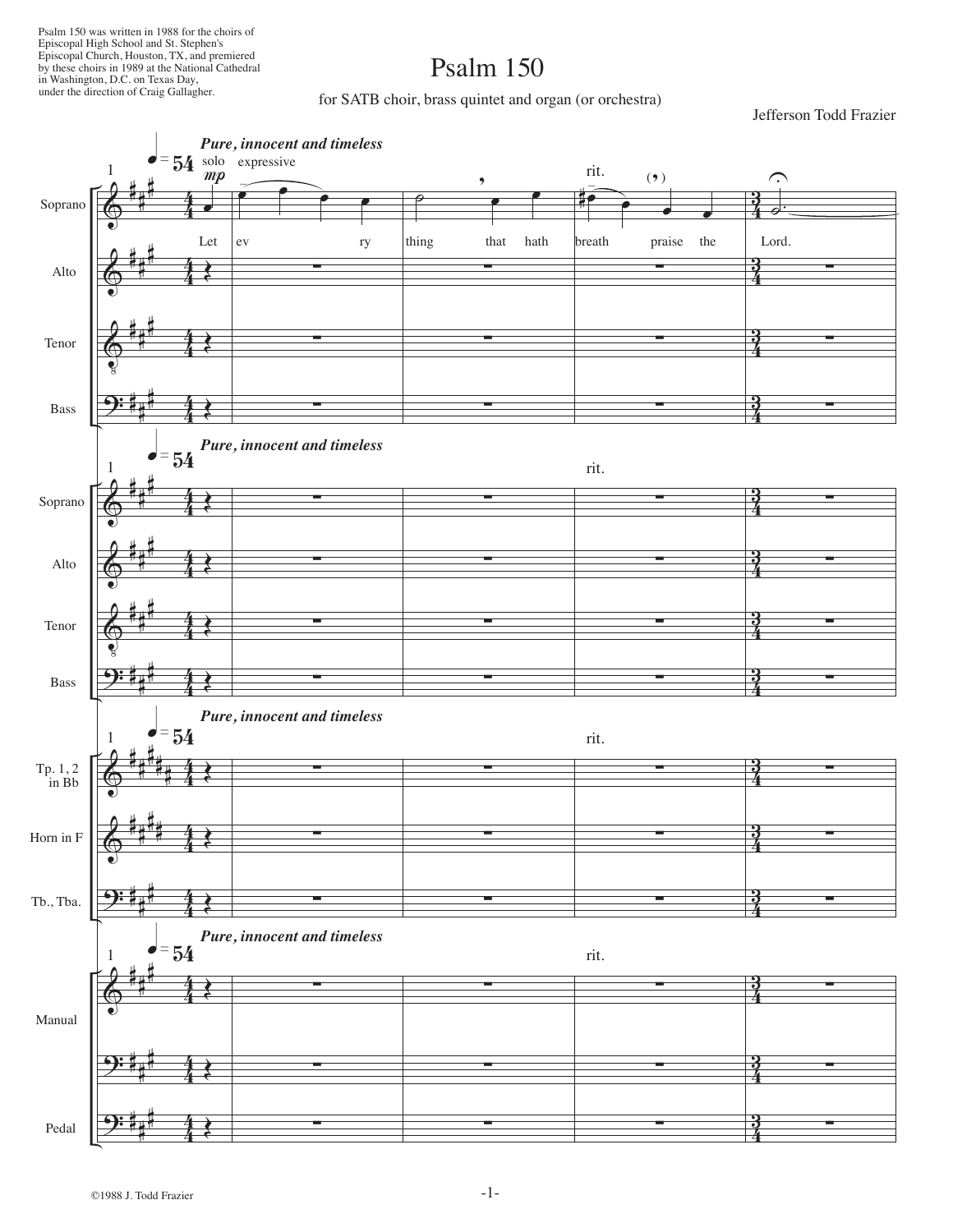Psalm 150 was written in 1988 for the choirs of Episcopal High School and St. Stephen's Episcopal Church, Houston, TX, and premiered by these choirs in 1989 at the National Cathedral in Washington, D.C. on Texas Day, under the direction of Craig Gallagher.

# Psalm 150

for SATB choir, brass quintet and organ (or orchestra)

Jefferson Todd Frazier

*Pure, innocent and timeless*

Let ev - ery thing that hath breath praise the Lord.

©1988 J. Todd Frazier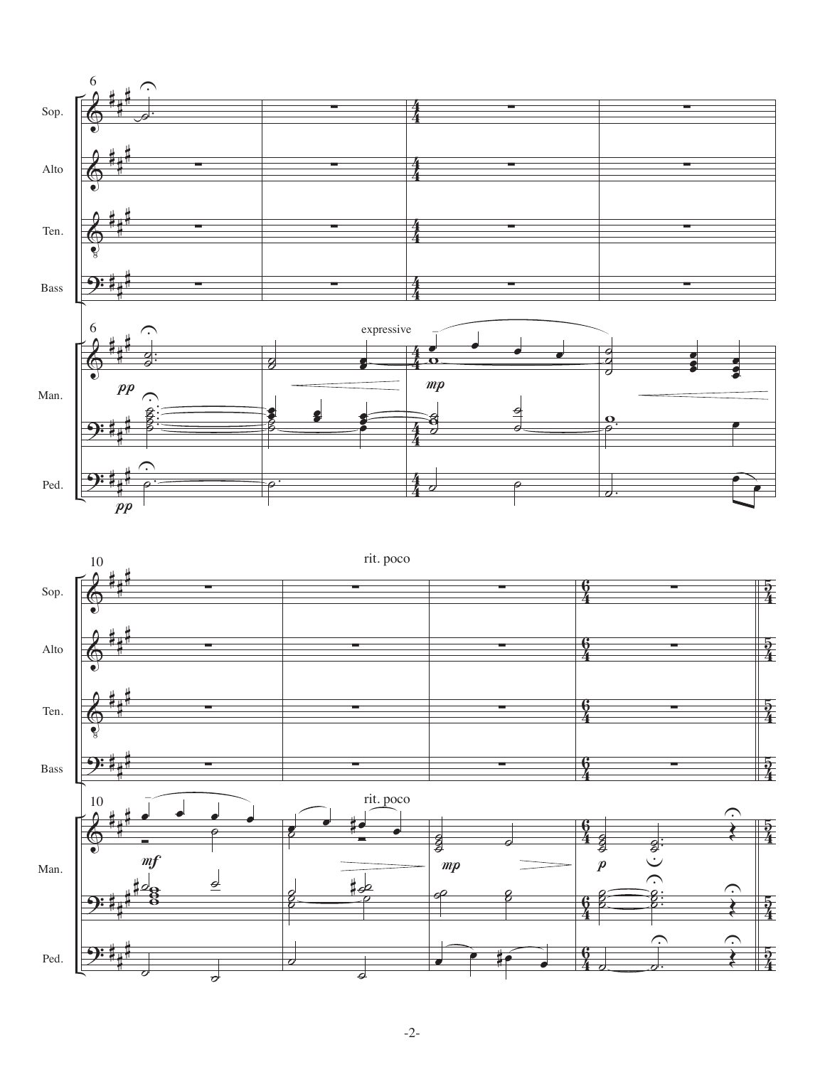6

Sop.

Alto

Ten.

Bass

Man.

Ped.

*pp*

expressive

*mp*

10

rit. poco

*mf*

*mp*

*p*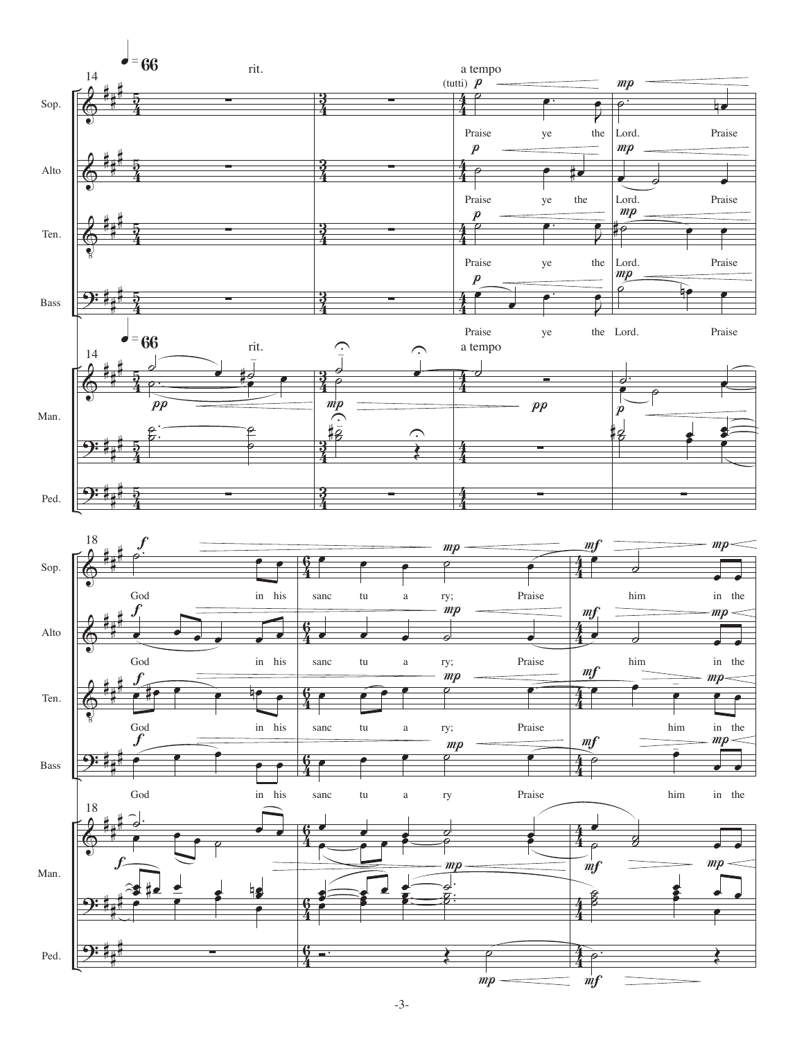♩= 66 rit. a tempo

14

Sop. (tutti) *p* *mp*
Praise ye the Lord. Praise

Alto *p* *mp*
Praise ye the Lord. Praise

Ten. *p* *mp*
Praise ye the Lord. Praise

Bass *p* *mp*
Praise ye the Lord. Praise

Man. *pp* *mp* *pp* *p*

Ped.

18

Sop. *f* *mp* *mf* *mp*
God in his sanc tu a ry; Praise him in the

Alto *f* *mp* *mf* *mp*
God in his sanc tu a ry; Praise him in the

Ten. *f* *mp* *mf* *mp*
God in his sanc tu a ry; Praise him in the

Bass *f* *mp* *mf* *mp*
God in his sanc tu a ry Praise him in the

Man. *f* *mp* *mf* *mp*

Ped. *mp* *mf*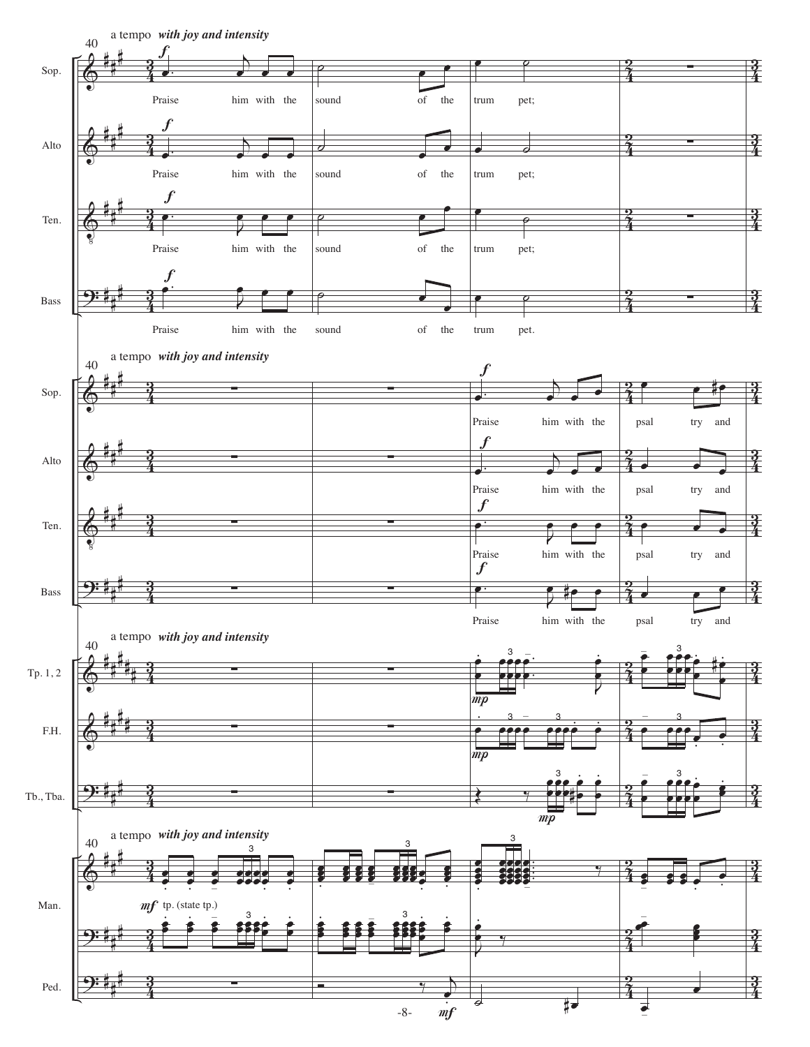a tempo *with joy and intensity*

Sop.: Praise him with the sound of the trum pet;

Alto: Praise him with the sound of the trum pet;

Ten.: Praise him with the sound of the trum pet;

Bass: Praise him with the sound of the trum pet.

a tempo *with joy and intensity*

Sop.: Praise him with the psal try and

Alto: Praise him with the psal try and

Ten.: Praise him with the psal try and

Bass: Praise him with the psal try and

a tempo *with joy and intensity*

Tp. 1, 2

F.H.

Tb., Tba.

a tempo *with joy and intensity*

Man. — *mf* tp. (state tp.)

Ped.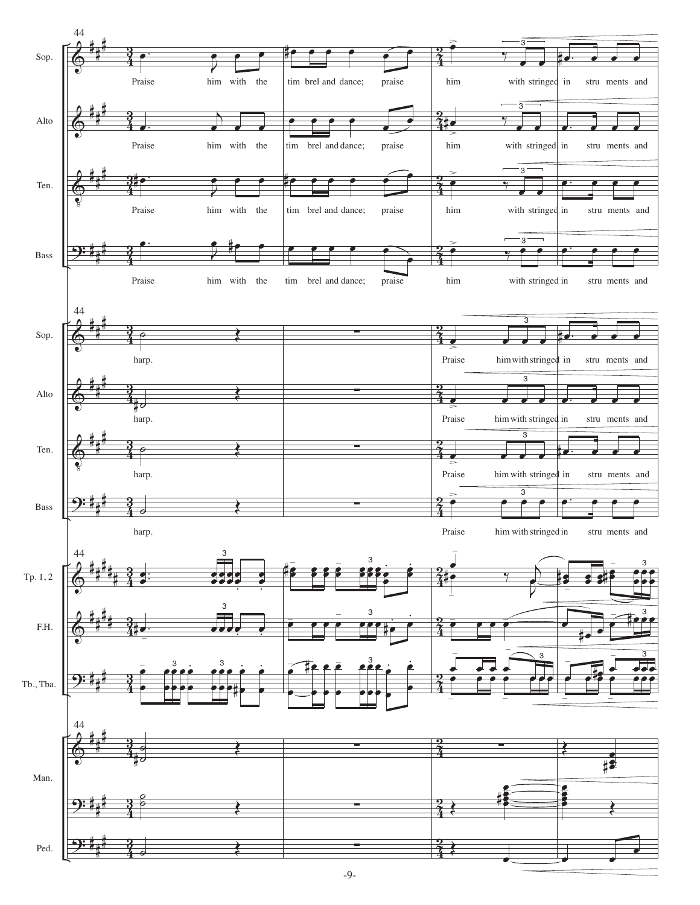44

Sop.: Praise him with the tim brel and dance; praise him with stringed in stru ments and

Alto: Praise him with the tim brel and dance; praise him with stringed in stru ments and

Ten.: Praise him with the tim brel and dance; praise him with stringed in stru ments and

Bass: Praise him with the tim brel and dance; praise him with stringed in stru ments and

44

Sop.: harp. Praise him with stringed in stru ments and

Alto: harp. Praise him with stringed in stru ments and

Ten.: harp. Praise him with stringed in stru ments and

Bass: harp. Praise him with stringed in stru ments and

44

Tp. 1, 2

F.H.

Tb., Tba.

44

Man.

Ped.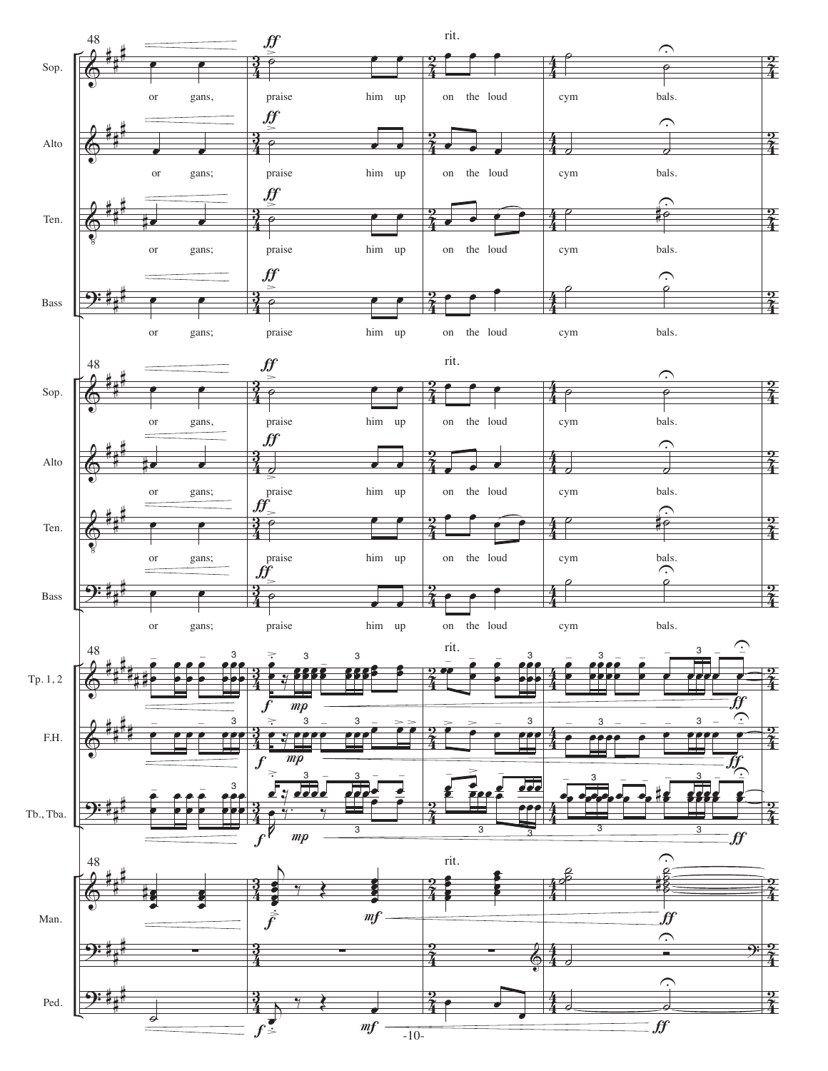48

rit.

Sop.: or gans, praise him up on the loud cym bals.

Alto: or gans; praise him up on the loud cym bals.

Ten.: or gans; praise him up on the loud cym bals.

Bass: or gans; praise him up on the loud cym bals.

48

rit.

Sop.: or gans, praise him up on the loud cym bals.

Alto: or gans; praise him up on the loud cym bals.

Ten.: or gans; praise him up on the loud cym bals.

Bass: or gans; praise him up on the loud cym bals.

48

rit.

Tp. 1, 2

F.H.

Tb., Tba.

48

rit.

Man.

Ped.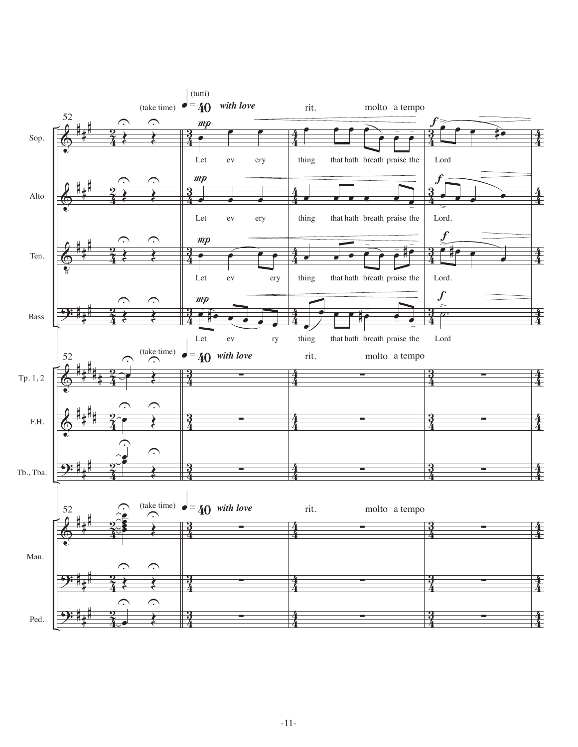52

(take time) (tutti) ♩ = 40 *with love* rit. molto a tempo

Sop.: *mp* Let ev ery thing that hath breath praise the *f* Lord

Alto: *mp* Let ev ery thing that hath breath praise the *f* Lord.

Ten.: *mp* Let ev ery thing that hath breath praise the *f* Lord.

Bass: *mp* Let ev ry thing that hath breath praise the *f* Lord

Tp. 1, 2

F.H.

Tb., Tba.

Man.

Ped.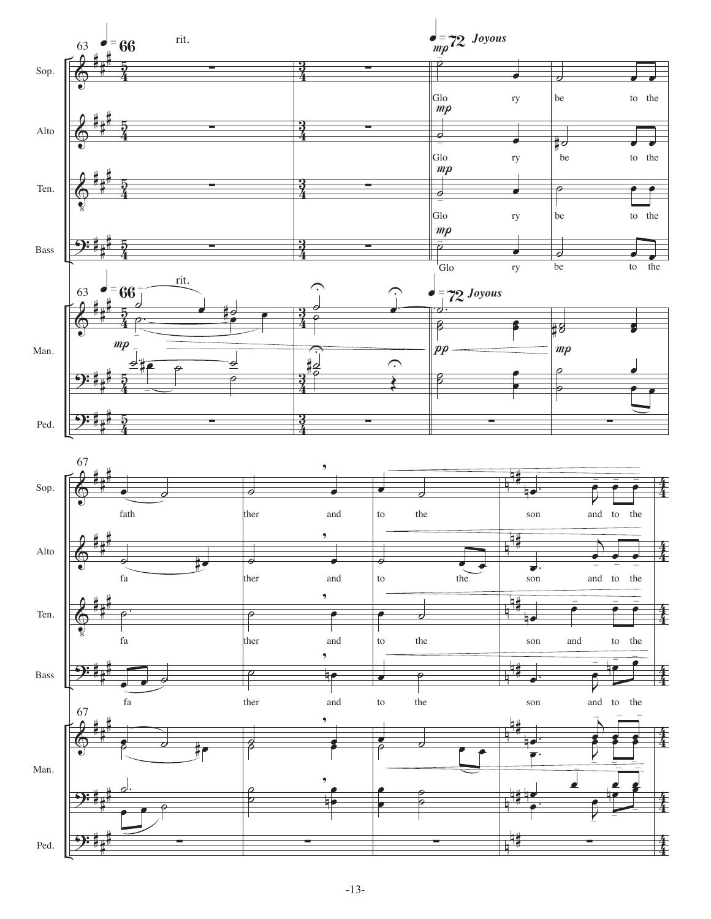63 ♩ = 66 rit. ♩ = 72 *Joyous*

**Sop.** *mp* Glo ry be to the fath ther and to the son and to the

**Alto** *mp* Glo ry be to the fa ther and to the son and to the

**Ten.** *mp* Glo ry be to the fa ther and to the son and to the

**Bass** *mp* Glo ry be to the fa ther and to the son and to the

**Man.** *mp* *pp* *mp*

**Ped.**

67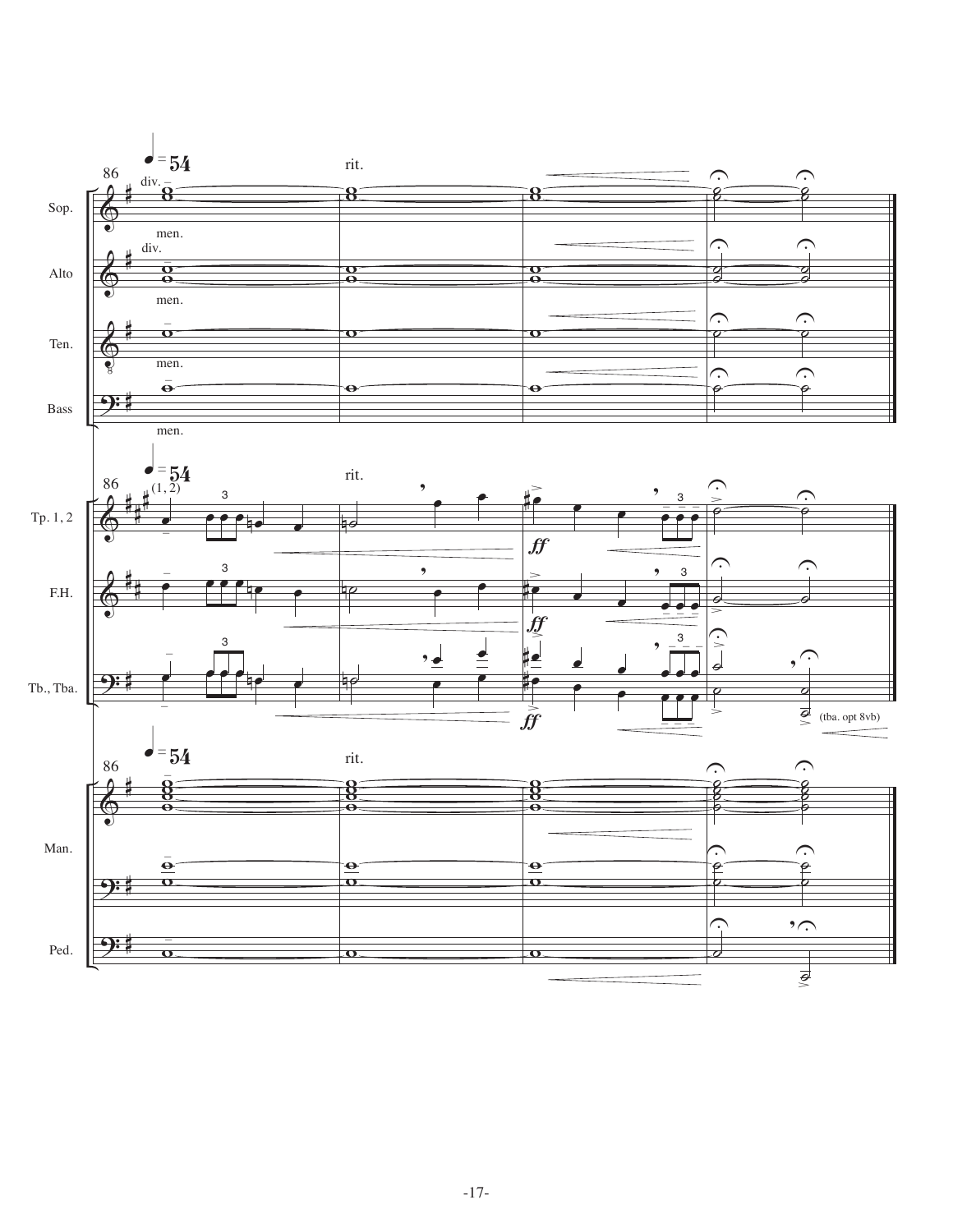♩ = 54

rit.

86

div.

men.

Sop.

Alto

Ten.

Bass

(1, 2)

Tp. 1, 2

F.H.

Tb., Tba.

*ff*

(tba. opt 8vb)

Man.

Ped.